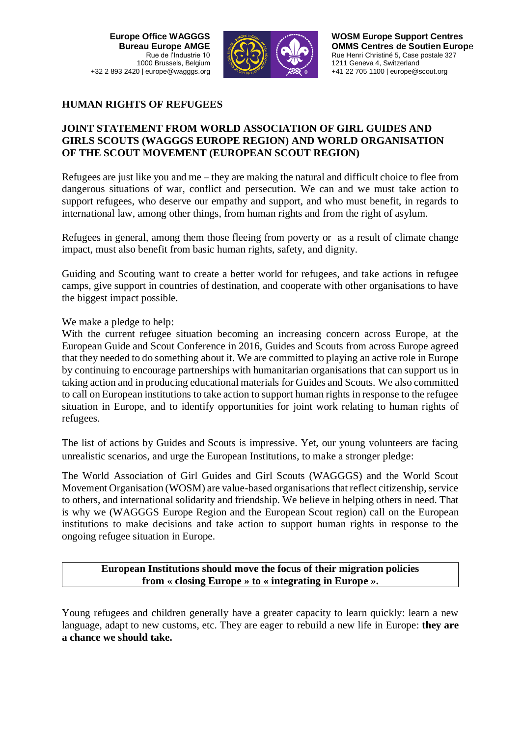**Europe Office WAGGGS**
**Bureau Europe AMGE**
Rue de l'Industrie 10
1000 Brussels, Belgium
+32 2 893 2420 | europe@wagggs.org

**WOSM Europe Support Centres**
**OMMS Centres de Soutien Europe**
Rue Henri Christiné 5, Case postale 327
1211 Geneva 4, Switzerland
+41 22 705 1100 | europe@scout.org

# HUMAN RIGHTS OF REFUGEES

## JOINT STATEMENT FROM WORLD ASSOCIATION OF GIRL GUIDES AND GIRLS SCOUTS (WAGGGS EUROPE REGION) AND WORLD ORGANISATION OF THE SCOUT MOVEMENT (EUROPEAN SCOUT REGION)

Refugees are just like you and me – they are making the natural and difficult choice to flee from dangerous situations of war, conflict and persecution. We can and we must take action to support refugees, who deserve our empathy and support, and who must benefit, in regards to international law, among other things, from human rights and from the right of asylum.

Refugees in general, among them those fleeing from poverty or as a result of climate change impact, must also benefit from basic human rights, safety, and dignity.

Guiding and Scouting want to create a better world for refugees, and take actions in refugee camps, give support in countries of destination, and cooperate with other organisations to have the biggest impact possible.

<u>We make a pledge to help:</u>
With the current refugee situation becoming an increasing concern across Europe, at the European Guide and Scout Conference in 2016, Guides and Scouts from across Europe agreed that they needed to do something about it. We are committed to playing an active role in Europe by continuing to encourage partnerships with humanitarian organisations that can support us in taking action and in producing educational materials for Guides and Scouts. We also committed to call on European institutions to take action to support human rights in response to the refugee situation in Europe, and to identify opportunities for joint work relating to human rights of refugees.

The list of actions by Guides and Scouts is impressive. Yet, our young volunteers are facing unrealistic scenarios, and urge the European Institutions, to make a stronger pledge:

The World Association of Girl Guides and Girl Scouts (WAGGGS) and the World Scout Movement Organisation (WOSM) are value-based organisations that reflect citizenship, service to others, and international solidarity and friendship. We believe in helping others in need. That is why we (WAGGGS Europe Region and the European Scout region) call on the European institutions to make decisions and take action to support human rights in response to the ongoing refugee situation in Europe.

**European Institutions should move the focus of their migration policies from « closing Europe » to « integrating in Europe ».**

Young refugees and children generally have a greater capacity to learn quickly: learn a new language, adapt to new customs, etc. They are eager to rebuild a new life in Europe: **they are a chance we should take.**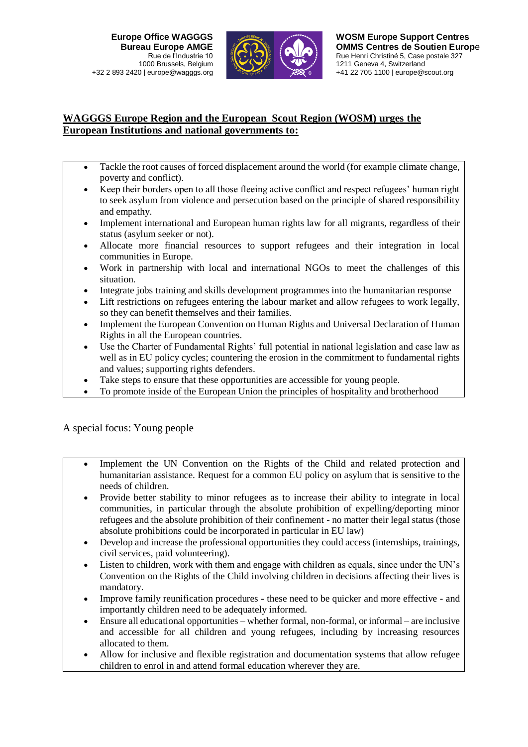**Europe Office WAGGGS**
**Bureau Europe AMGE**
Rue de l'Industrie 10
1000 Brussels, Belgium
+32 2 893 2420 | europe@wagggs.org

**WOSM Europe Support Centres**
**OMMS Centres de Soutien Europe**
Rue Henri Christiné 5, Case postale 327
1211 Geneva 4, Switzerland
+41 22 705 1100 | europe@scout.org

## WAGGGS Europe Region and the European Scout Region (WOSM) urges the European Institutions and national governments to:

- Tackle the root causes of forced displacement around the world (for example climate change, poverty and conflict).
- Keep their borders open to all those fleeing active conflict and respect refugees' human right to seek asylum from violence and persecution based on the principle of shared responsibility and empathy.
- Implement international and European human rights law for all migrants, regardless of their status (asylum seeker or not).
- Allocate more financial resources to support refugees and their integration in local communities in Europe.
- Work in partnership with local and international NGOs to meet the challenges of this situation.
- Integrate jobs training and skills development programmes into the humanitarian response
- Lift restrictions on refugees entering the labour market and allow refugees to work legally, so they can benefit themselves and their families.
- Implement the European Convention on Human Rights and Universal Declaration of Human Rights in all the European countries.
- Use the Charter of Fundamental Rights' full potential in national legislation and case law as well as in EU policy cycles; countering the erosion in the commitment to fundamental rights and values; supporting rights defenders.
- Take steps to ensure that these opportunities are accessible for young people.
- To promote inside of the European Union the principles of hospitality and brotherhood

A special focus: Young people

- Implement the UN Convention on the Rights of the Child and related protection and humanitarian assistance. Request for a common EU policy on asylum that is sensitive to the needs of children.
- Provide better stability to minor refugees as to increase their ability to integrate in local communities, in particular through the absolute prohibition of expelling/deporting minor refugees and the absolute prohibition of their confinement - no matter their legal status (those absolute prohibitions could be incorporated in particular in EU law)
- Develop and increase the professional opportunities they could access (internships, trainings, civil services, paid volunteering).
- Listen to children, work with them and engage with children as equals, since under the UN's Convention on the Rights of the Child involving children in decisions affecting their lives is mandatory.
- Improve family reunification procedures - these need to be quicker and more effective - and importantly children need to be adequately informed.
- Ensure all educational opportunities – whether formal, non-formal, or informal – are inclusive and accessible for all children and young refugees, including by increasing resources allocated to them.
- Allow for inclusive and flexible registration and documentation systems that allow refugee children to enrol in and attend formal education wherever they are.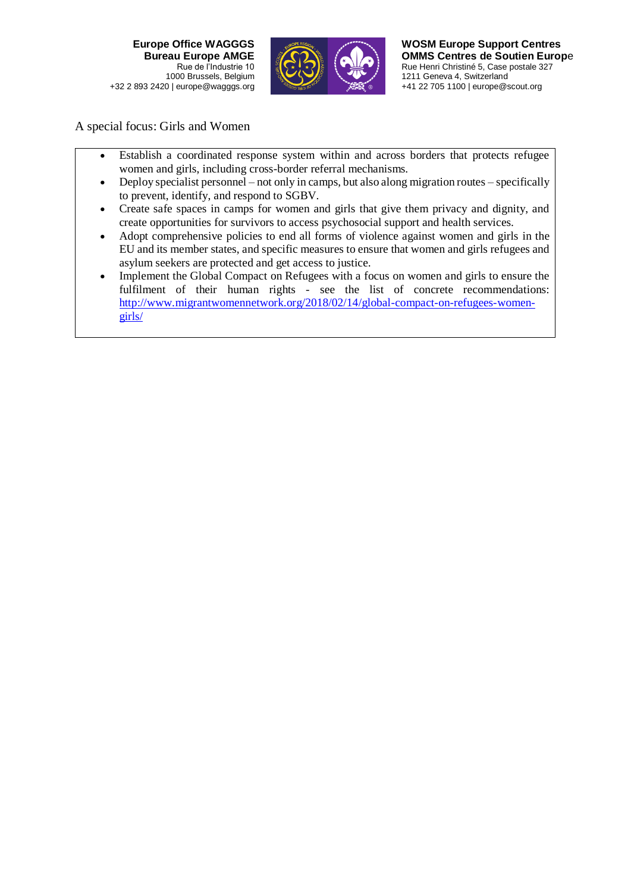A special focus: Girls and Women

- Establish a coordinated response system within and across borders that protects refugee women and girls, including cross-border referral mechanisms.
- Deploy specialist personnel – not only in camps, but also along migration routes – specifically to prevent, identify, and respond to SGBV.
- Create safe spaces in camps for women and girls that give them privacy and dignity, and create opportunities for survivors to access psychosocial support and health services.
- Adopt comprehensive policies to end all forms of violence against women and girls in the EU and its member states, and specific measures to ensure that women and girls refugees and asylum seekers are protected and get access to justice.
- Implement the Global Compact on Refugees with a focus on women and girls to ensure the fulfilment of their human rights - see the list of concrete recommendations: [http://www.migrantwomennetwork.org/2018/02/14/global-compact-on-refugees-women-girls/](http://www.migrantwomennetwork.org/2018/02/14/global-compact-on-refugees-women-girls/)